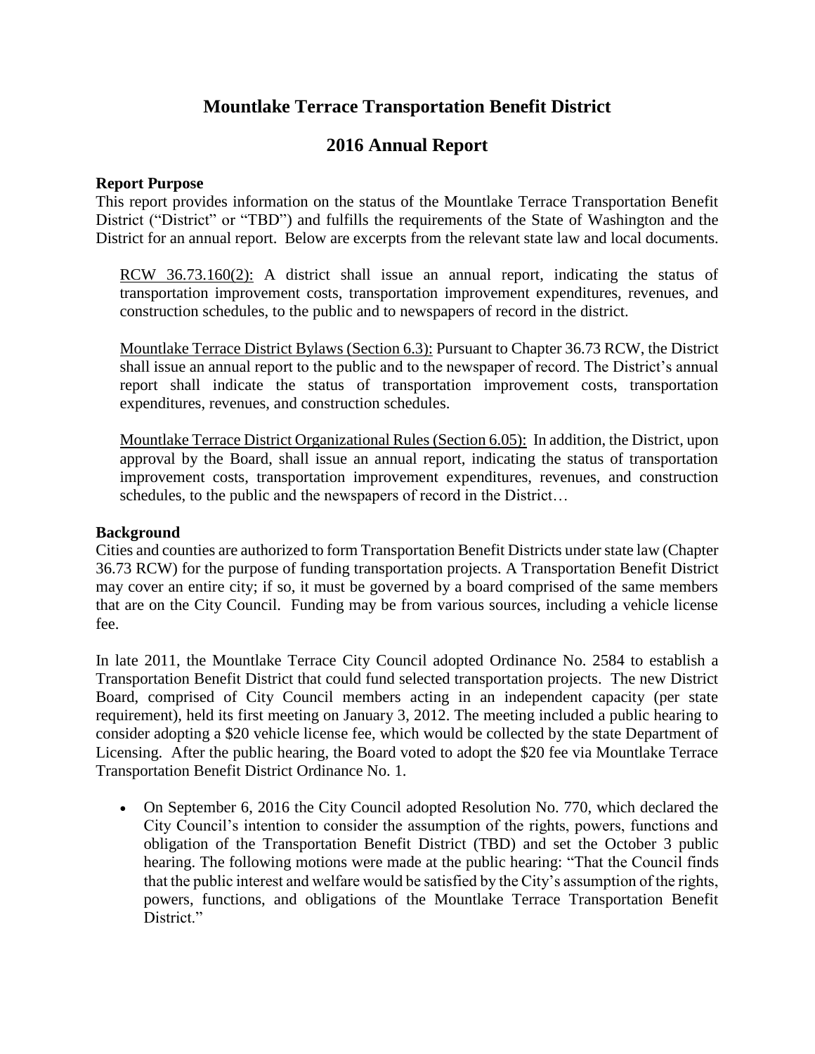# Mountlake Terrace Transportation Benefit District

## 2016 Annual Report

**Report Purpose**

This report provides information on the status of the Mountlake Terrace Transportation Benefit District ("District" or "TBD") and fulfills the requirements of the State of Washington and the District for an annual report. Below are excerpts from the relevant state law and local documents.

> RCW 36.73.160(2): A district shall issue an annual report, indicating the status of transportation improvement costs, transportation improvement expenditures, revenues, and construction schedules, to the public and to newspapers of record in the district.
>
> Mountlake Terrace District Bylaws (Section 6.3): Pursuant to Chapter 36.73 RCW, the District shall issue an annual report to the public and to the newspaper of record. The District's annual report shall indicate the status of transportation improvement costs, transportation expenditures, revenues, and construction schedules.
>
> Mountlake Terrace District Organizational Rules (Section 6.05): In addition, the District, upon approval by the Board, shall issue an annual report, indicating the status of transportation improvement costs, transportation improvement expenditures, revenues, and construction schedules, to the public and the newspapers of record in the District…

**Background**

Cities and counties are authorized to form Transportation Benefit Districts under state law (Chapter 36.73 RCW) for the purpose of funding transportation projects. A Transportation Benefit District may cover an entire city; if so, it must be governed by a board comprised of the same members that are on the City Council. Funding may be from various sources, including a vehicle license fee.

In late 2011, the Mountlake Terrace City Council adopted Ordinance No. 2584 to establish a Transportation Benefit District that could fund selected transportation projects. The new District Board, comprised of City Council members acting in an independent capacity (per state requirement), held its first meeting on January 3, 2012. The meeting included a public hearing to consider adopting a $20 vehicle license fee, which would be collected by the state Department of Licensing. After the public hearing, the Board voted to adopt the $20 fee via Mountlake Terrace Transportation Benefit District Ordinance No. 1.

- On September 6, 2016 the City Council adopted Resolution No. 770, which declared the City Council's intention to consider the assumption of the rights, powers, functions and obligation of the Transportation Benefit District (TBD) and set the October 3 public hearing. The following motions were made at the public hearing: "That the Council finds that the public interest and welfare would be satisfied by the City's assumption of the rights, powers, functions, and obligations of the Mountlake Terrace Transportation Benefit District."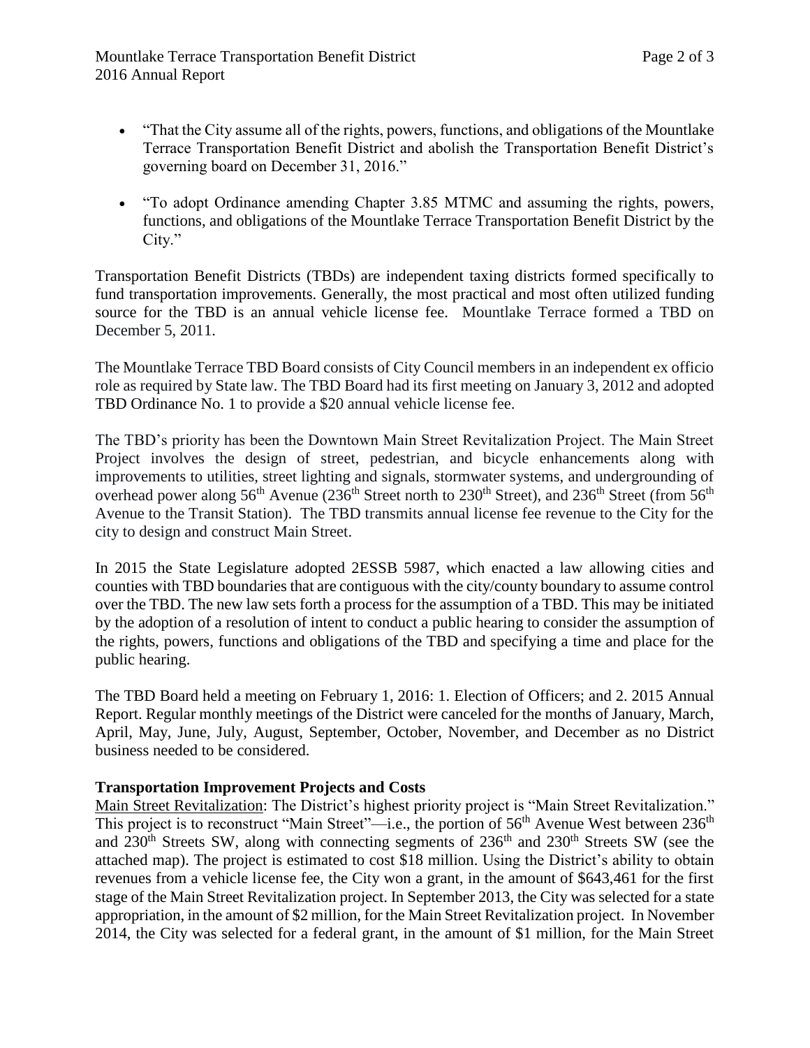- "That the City assume all of the rights, powers, functions, and obligations of the Mountlake Terrace Transportation Benefit District and abolish the Transportation Benefit District's governing board on December 31, 2016."

- "To adopt Ordinance amending Chapter 3.85 MTMC and assuming the rights, powers, functions, and obligations of the Mountlake Terrace Transportation Benefit District by the City."

Transportation Benefit Districts (TBDs) are independent taxing districts formed specifically to fund transportation improvements. Generally, the most practical and most often utilized funding source for the TBD is an annual vehicle license fee. Mountlake Terrace formed a TBD on December 5, 2011.

The Mountlake Terrace TBD Board consists of City Council members in an independent ex officio role as required by State law. The TBD Board had its first meeting on January 3, 2012 and adopted TBD Ordinance No. 1 to provide a $20 annual vehicle license fee.

The TBD's priority has been the Downtown Main Street Revitalization Project. The Main Street Project involves the design of street, pedestrian, and bicycle enhancements along with improvements to utilities, street lighting and signals, stormwater systems, and undergrounding of overhead power along 56th Avenue (236th Street north to 230th Street), and 236th Street (from 56th Avenue to the Transit Station). The TBD transmits annual license fee revenue to the City for the city to design and construct Main Street.

In 2015 the State Legislature adopted 2ESSB 5987, which enacted a law allowing cities and counties with TBD boundaries that are contiguous with the city/county boundary to assume control over the TBD. The new law sets forth a process for the assumption of a TBD. This may be initiated by the adoption of a resolution of intent to conduct a public hearing to consider the assumption of the rights, powers, functions and obligations of the TBD and specifying a time and place for the public hearing.

The TBD Board held a meeting on February 1, 2016: 1. Election of Officers; and 2. 2015 Annual Report. Regular monthly meetings of the District were canceled for the months of January, March, April, May, June, July, August, September, October, November, and December as no District business needed to be considered.

**Transportation Improvement Projects and Costs**

Main Street Revitalization: The District's highest priority project is "Main Street Revitalization." This project is to reconstruct "Main Street"—i.e., the portion of 56th Avenue West between 236th and 230th Streets SW, along with connecting segments of 236th and 230th Streets SW (see the attached map). The project is estimated to cost $18 million. Using the District's ability to obtain revenues from a vehicle license fee, the City won a grant, in the amount of $643,461 for the first stage of the Main Street Revitalization project. In September 2013, the City was selected for a state appropriation, in the amount of $2 million, for the Main Street Revitalization project. In November 2014, the City was selected for a federal grant, in the amount of $1 million, for the Main Street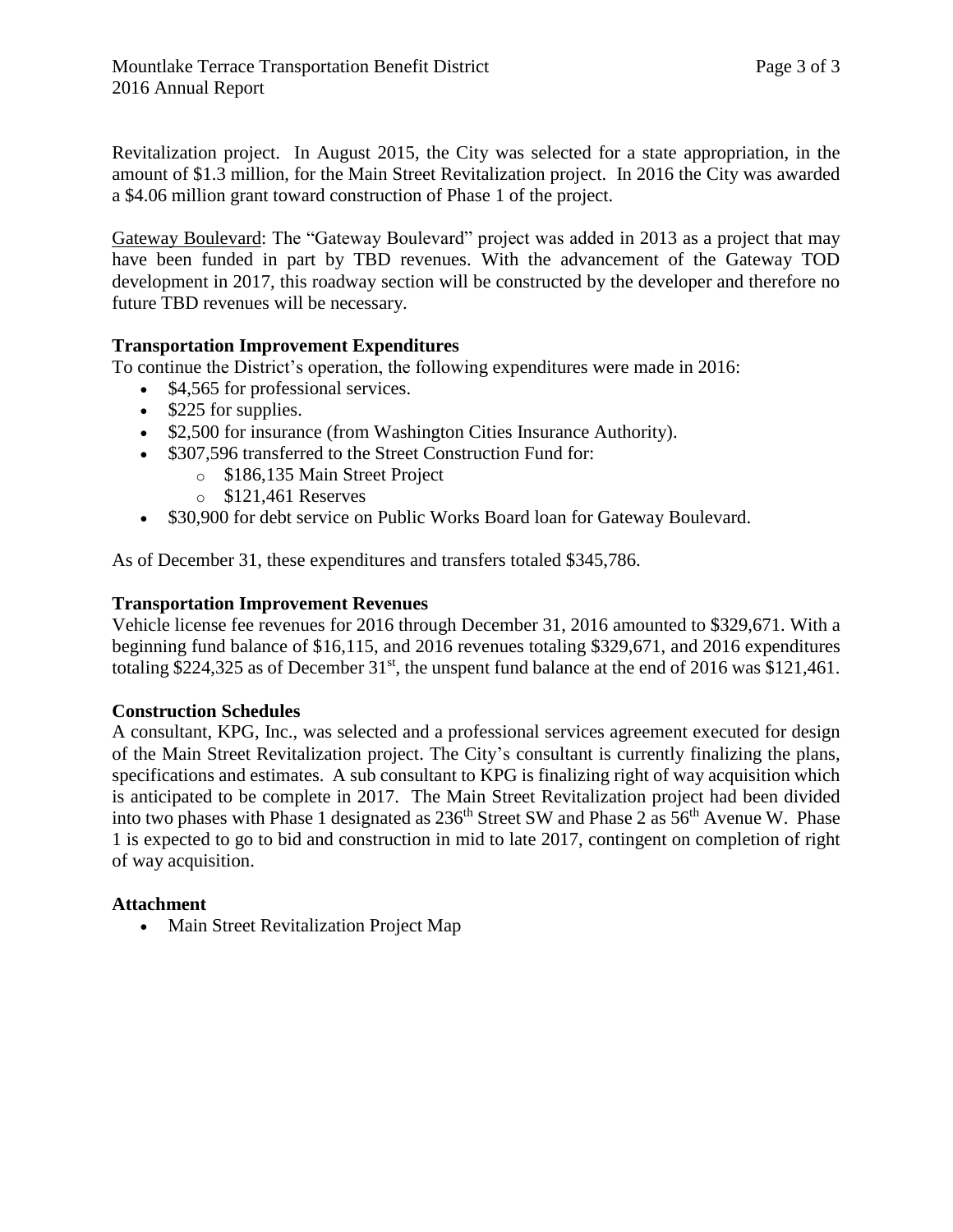Revitalization project. In August 2015, the City was selected for a state appropriation, in the amount of $1.3 million, for the Main Street Revitalization project. In 2016 the City was awarded a $4.06 million grant toward construction of Phase 1 of the project.

Gateway Boulevard: The "Gateway Boulevard" project was added in 2013 as a project that may have been funded in part by TBD revenues. With the advancement of the Gateway TOD development in 2017, this roadway section will be constructed by the developer and therefore no future TBD revenues will be necessary.

**Transportation Improvement Expenditures**

To continue the District's operation, the following expenditures were made in 2016:

- $4,565 for professional services.
- $225 for supplies.
- $2,500 for insurance (from Washington Cities Insurance Authority).
- $307,596 transferred to the Street Construction Fund for:
  - $186,135 Main Street Project
  - $121,461 Reserves
- $30,900 for debt service on Public Works Board loan for Gateway Boulevard.

As of December 31, these expenditures and transfers totaled $345,786.

**Transportation Improvement Revenues**

Vehicle license fee revenues for 2016 through December 31, 2016 amounted to $329,671. With a beginning fund balance of $16,115, and 2016 revenues totaling $329,671, and 2016 expenditures totaling $224,325 as of December 31st, the unspent fund balance at the end of 2016 was $121,461.

**Construction Schedules**

A consultant, KPG, Inc., was selected and a professional services agreement executed for design of the Main Street Revitalization project. The City's consultant is currently finalizing the plans, specifications and estimates. A sub consultant to KPG is finalizing right of way acquisition which is anticipated to be complete in 2017. The Main Street Revitalization project had been divided into two phases with Phase 1 designated as 236th Street SW and Phase 2 as 56th Avenue W. Phase 1 is expected to go to bid and construction in mid to late 2017, contingent on completion of right of way acquisition.

**Attachment**

- Main Street Revitalization Project Map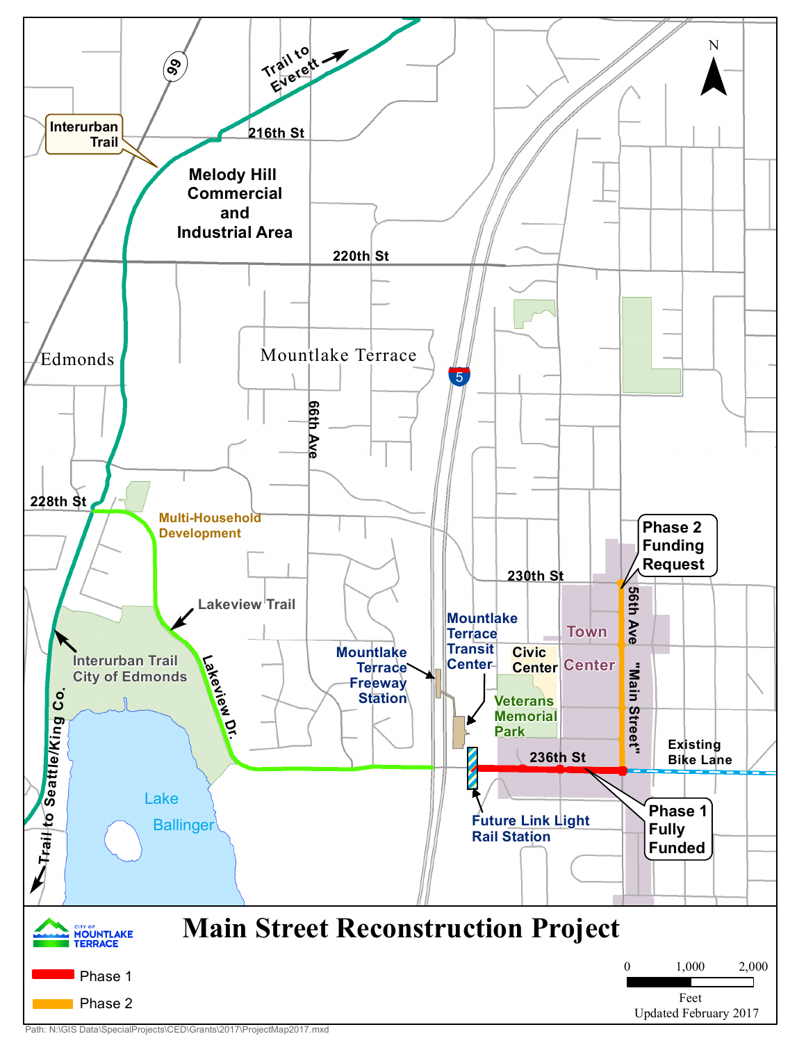# Main Street Reconstruction Project

Trail to Everett

Interurban Trail

216th St

Melody Hill Commercial and Industrial Area

220th St

Edmonds

Mountlake Terrace

66th Ave

5

228th St

Multi-Household Development

Lakeview Trail

Interurban Trail City of Edmonds

Lakeview Dr.

Trail to Seattle/King Co.

Lake Ballinger

Mountlake Terrace Freeway Station

Mountlake Terrace Transit Center

Future Link Light Rail Station

Civic Center

Veterans Memorial Park

Town Center

230th St

56th Ave "Main Street"

236th St

Phase 2 Funding Request

Phase 1 Fully Funded

Existing Bike Lane

N

CITY OF MOUNTLAKE TERRACE

Phase 1

Phase 2

0 1,000 2,000

Feet

Updated February 2017

Path: N:\GIS Data\SpecialProjects\CED\Grants\2017\ProjectMap2017.mxd